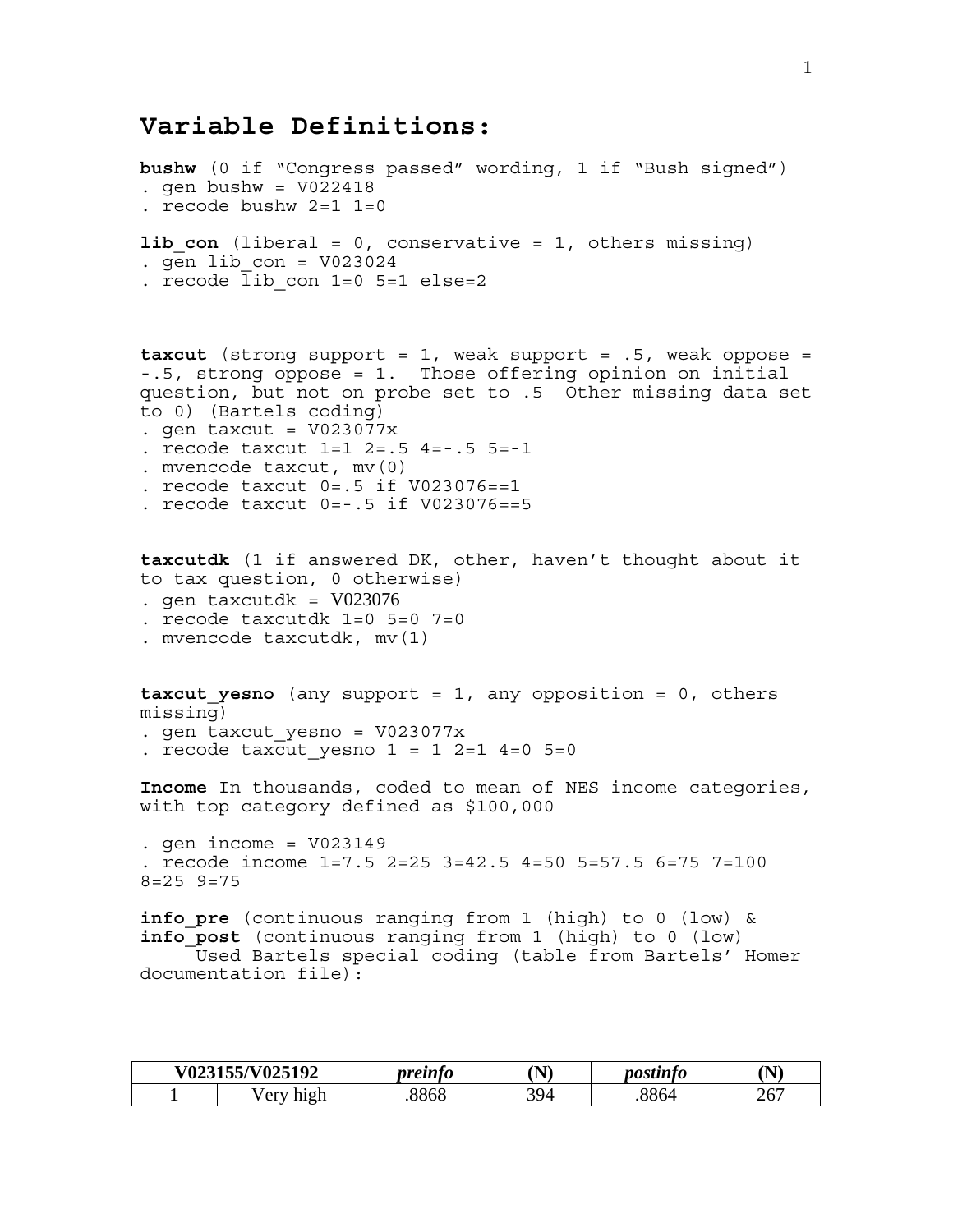# Variable Definitions:

**bushw** (0 if "Congress passed" wording, 1 if "Bush signed")

```
. gen bushw = V022418
. recode bushw 2=1 1=0
```

**lib_con** (liberal = 0, conservative = 1, others missing)

```
. gen lib_con = V023024
. recode lib_con 1=0 5=1 else=2
```

**taxcut** (strong support = 1, weak support = .5, weak oppose = -.5, strong oppose = 1. Those offering opinion on initial question, but not on probe set to .5 Other missing data set to 0) (Bartels coding)

```
. gen taxcut = V023077x
. recode taxcut 1=1 2=.5 4=-.5 5=-1
. mvencode taxcut, mv(0)
. recode taxcut 0=.5 if V023076==1
. recode taxcut 0=-.5 if V023076==5
```

**taxcutdk** (1 if answered DK, other, haven't thought about it to tax question, 0 otherwise)

```
. gen taxcutdk = V023076
. recode taxcutdk 1=0 5=0 7=0
. mvencode taxcutdk, mv(1)
```

**taxcut_yesno** (any support = 1, any opposition = 0, others missing)

```
. gen taxcut_yesno = V023077x
. recode taxcut_yesno 1 = 1 2=1 4=0 5=0
```

**Income** In thousands, coded to mean of NES income categories, with top category defined as $100,000

```
. gen income = V023149
. recode income 1=7.5 2=25 3=42.5 4=50 5=57.5 6=75 7=100 8=25 9=75
```

**info_pre** (continuous ranging from 1 (high) to 0 (low) & **info_post** (continuous ranging from 1 (high) to 0 (low)
Used Bartels special coding (table from Bartels' Homer documentation file):

| V023155/V025192 | | *preinfo* | (N) | *postinfo* | (N) |
|---|---|---|---|---|---|
| 1 | Very high | .8868 | 394 | .8864 | 267 |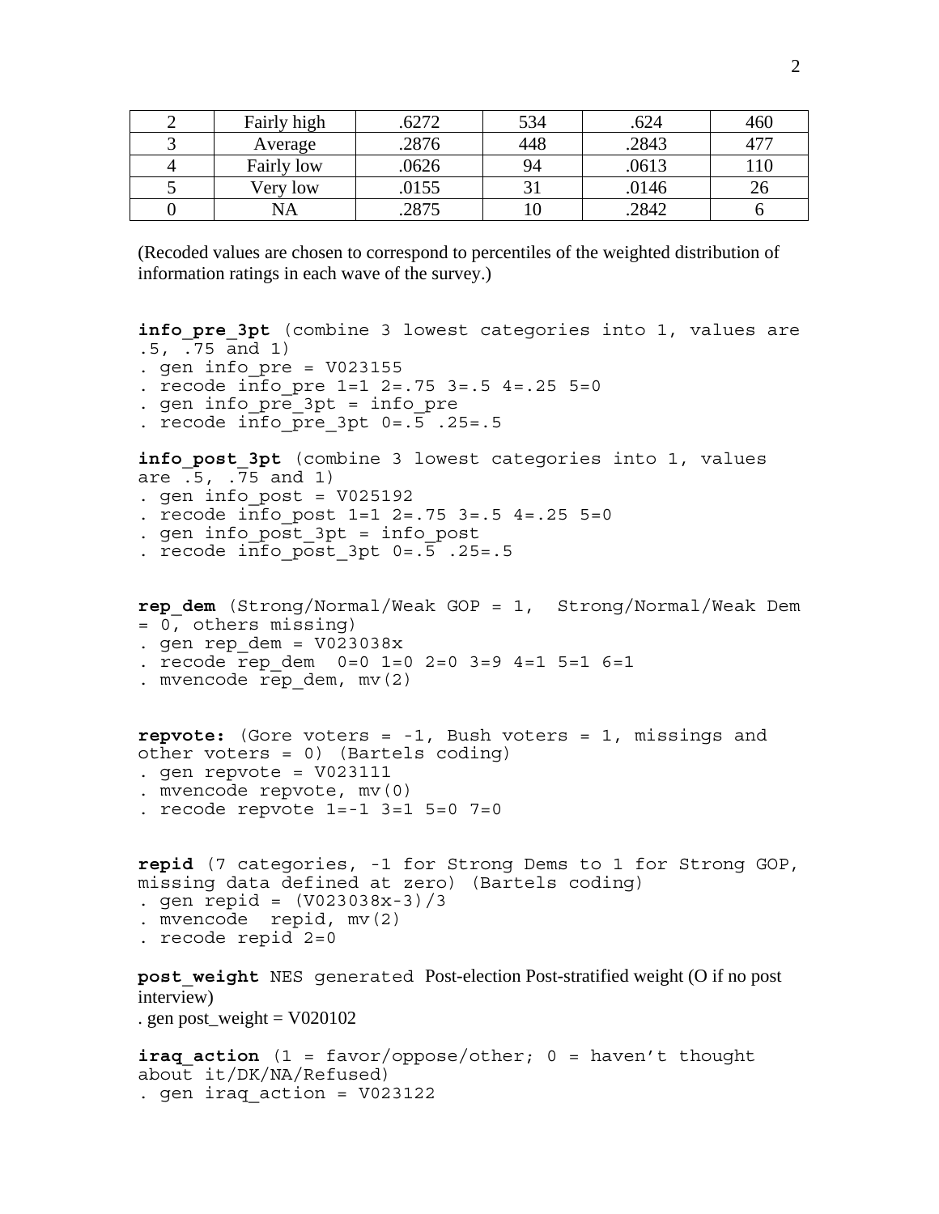| 2 | Fairly high | .6272 | 534 | .624 | 460 |
|---|---|---|---|---|---|
| 3 | Average | .2876 | 448 | .2843 | 477 |
| 4 | Fairly low | .0626 | 94 | .0613 | 110 |
| 5 | Very low | .0155 | 31 | .0146 | 26 |
| 0 | NA | .2875 | 10 | .2842 | 6 |

(Recoded values are chosen to correspond to percentiles of the weighted distribution of information ratings in each wave of the survey.)

**info_pre_3pt** (combine 3 lowest categories into 1, values are .5, .75 and 1)

```
. gen info_pre = V023155
. recode info_pre 1=1 2=.75 3=.5 4=.25 5=0
. gen info_pre_3pt = info_pre
. recode info_pre_3pt 0=.5 .25=.5
```

**info_post_3pt** (combine 3 lowest categories into 1, values are .5, .75 and 1)

```
. gen info_post = V025192
. recode info_post 1=1 2=.75 3=.5 4=.25 5=0
. gen info_post_3pt = info_post
. recode info_post_3pt 0=.5 .25=.5
```

**rep_dem** (Strong/Normal/Weak GOP = 1, Strong/Normal/Weak Dem = 0, others missing)

```
. gen rep_dem = V023038x
. recode rep_dem  0=0 1=0 2=0 3=9 4=1 5=1 6=1
. mvencode rep_dem, mv(2)
```

**repvote:** (Gore voters = -1, Bush voters = 1, missings and other voters = 0) (Bartels coding)

```
. gen repvote = V023111
. mvencode repvote, mv(0)
. recode repvote 1=-1 3=1 5=0 7=0
```

**repid** (7 categories, -1 for Strong Dems to 1 for Strong GOP, missing data defined at zero) (Bartels coding)

```
. gen repid = (V023038x-3)/3
. mvencode  repid, mv(2)
. recode repid 2=0
```

**post_weight** NES generated Post-election Post-stratified weight (O if no post interview)

```
. gen post_weight = V020102
```

**iraq_action** (1 = favor/oppose/other; 0 = haven't thought about it/DK/NA/Refused)

```
. gen iraq_action = V023122
```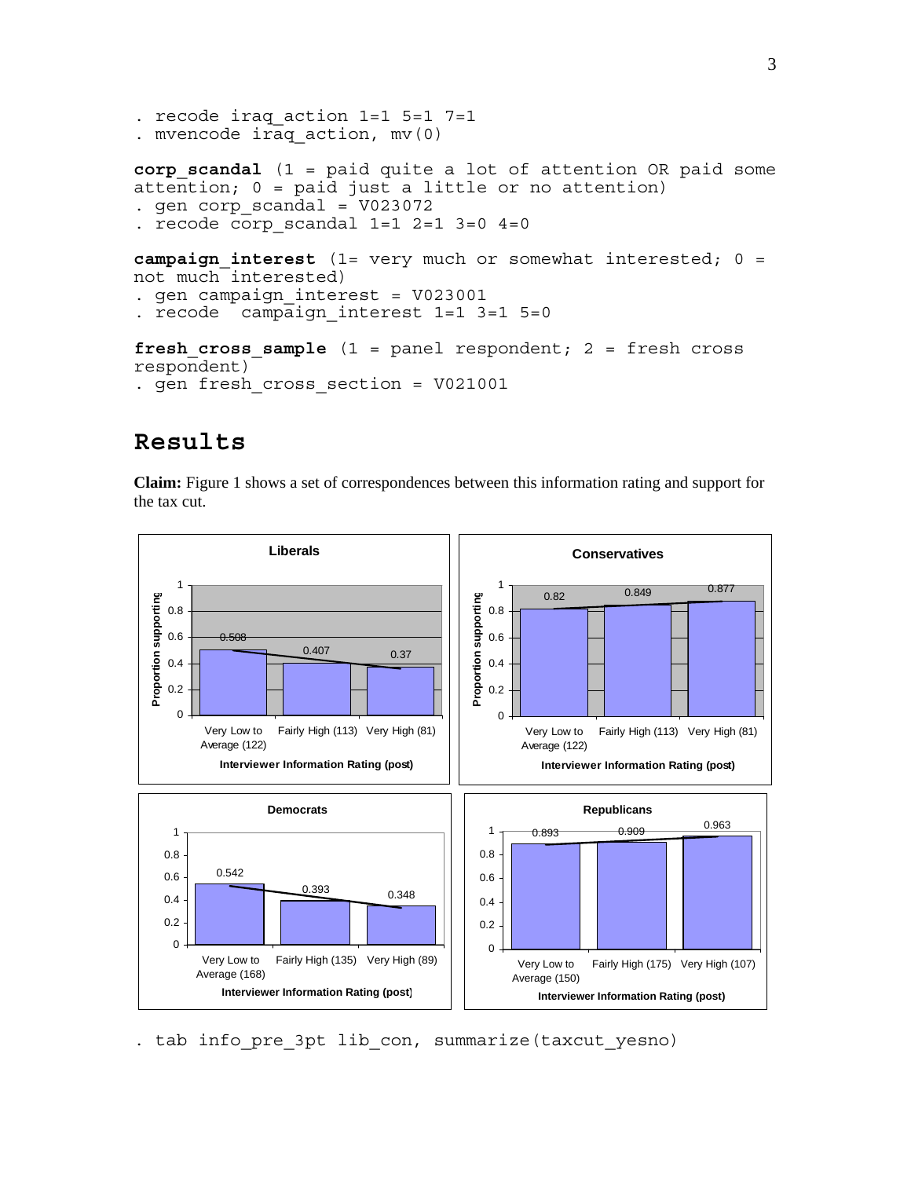```
. recode iraq_action 1=1 5=1 7=1
. mvencode iraq_action, mv(0)
```

**corp_scandal** (1 = paid quite a lot of attention OR paid some attention; 0 = paid just a little or no attention)

```
. gen corp_scandal = V023072
. recode corp_scandal 1=1 2=1 3=0 4=0
```

**campaign_interest** (1= very much or somewhat interested; 0 = not much interested)

```
. gen campaign_interest = V023001
. recode  campaign_interest 1=1 3=1 5=0
```

**fresh_cross_sample** (1 = panel respondent; 2 = fresh cross respondent)

```
. gen fresh_cross_section = V021001
```

# Results

**Claim:** Figure 1 shows a set of correspondences between this information rating and support for the tax cut.

```
. tab info_pre_3pt lib_con, summarize(taxcut_yesno)
```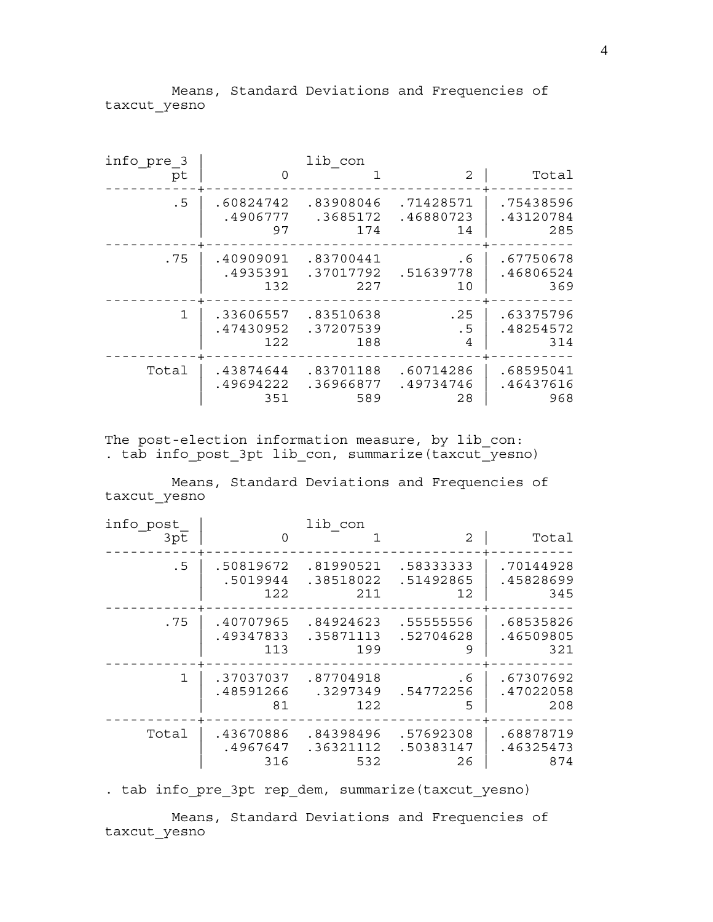Means, Standard Deviations and Frequencies of taxcut_yesno

| info_pre_3pt | lib_con 0 | 1 | 2 | Total |
|---|---|---|---|---|
| .5 | .60824742 | .83908046 | .71428571 | .75438596 |
| | .4906777 | .3685172 | .46880723 | .43120784 |
| | 97 | 174 | 14 | 285 |
| .75 | .40909091 | .83700441 | .6 | .67750678 |
| | .4935391 | .37017792 | .51639778 | .46806524 |
| | 132 | 227 | 10 | 369 |
| 1 | .33606557 | .83510638 | .25 | .63375796 |
| | .47430952 | .37207539 | .5 | .48254572 |
| | 122 | 188 | 4 | 314 |
| Total | .43874644 | .83701188 | .60714286 | .68595041 |
| | .49694222 | .36966877 | .49734746 | .46437616 |
| | 351 | 589 | 28 | 968 |

The post-election information measure, by lib_con:

```
. tab info_post_3pt lib_con, summarize(taxcut_yesno)
```

Means, Standard Deviations and Frequencies of taxcut_yesno

| info_post_3pt | lib_con 0 | 1 | 2 | Total |
|---|---|---|---|---|
| .5 | .50819672 | .81990521 | .58333333 | .70144928 |
| | .5019944 | .38518022 | .51492865 | .45828699 |
| | 122 | 211 | 12 | 345 |
| .75 | .40707965 | .84924623 | .55555556 | .68535826 |
| | .49347833 | .35871113 | .52704628 | .46509805 |
| | 113 | 199 | 9 | 321 |
| 1 | .37037037 | .87704918 | .6 | .67307692 |
| | .48591266 | .3297349 | .54772256 | .47022058 |
| | 81 | 122 | 5 | 208 |
| Total | .43670886 | .84398496 | .57692308 | .68878719 |
| | .4967647 | .36321112 | .50383147 | .46325473 |
| | 316 | 532 | 26 | 874 |

```
. tab info_pre_3pt rep_dem, summarize(taxcut_yesno)
```

Means, Standard Deviations and Frequencies of taxcut_yesno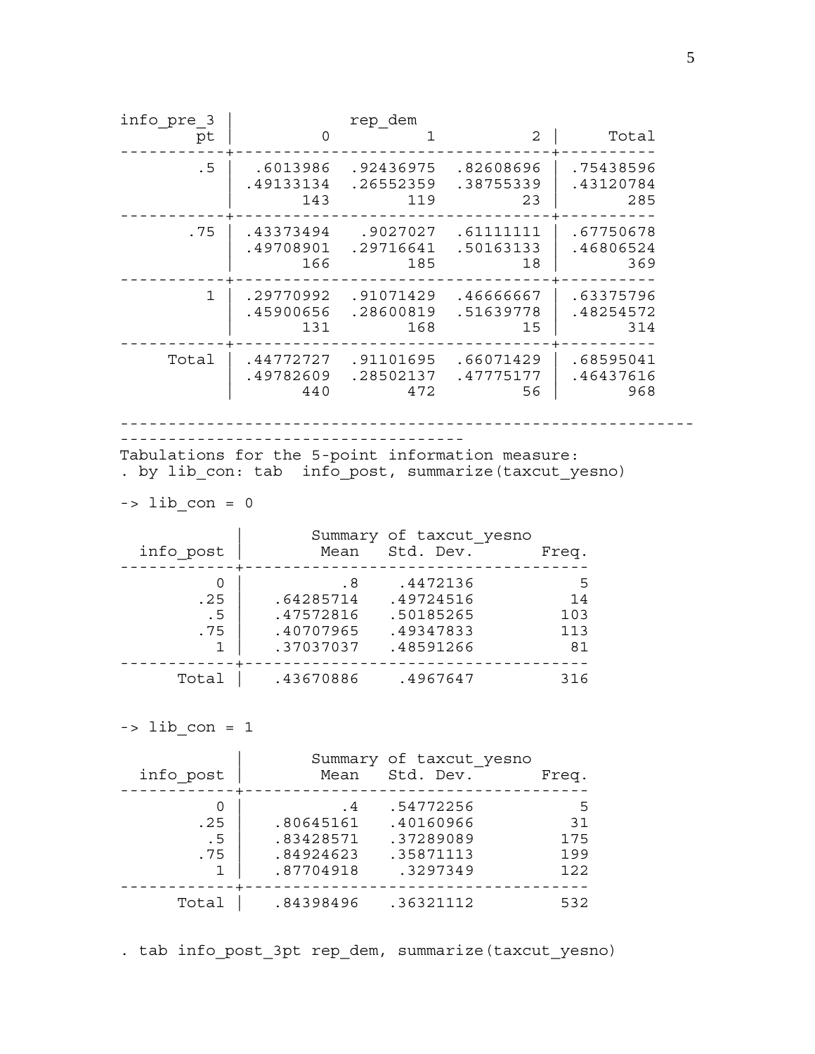| info_pre_3pt | rep_dem 0 | 1 | 2 | Total |
|---|---|---|---|---|
| .5 | .6013986 | .92436975 | .82608696 | .75438596 |
| | .49133134 | .26552359 | .38755339 | .43120784 |
| | 143 | 119 | 23 | 285 |
| .75 | .43373494 | .9027027 | .61111111 | .67750678 |
| | .49708901 | .29716641 | .50163133 | .46806524 |
| | 166 | 185 | 18 | 369 |
| 1 | .29770992 | .91071429 | .46666667 | .63375796 |
| | .45900656 | .28600819 | .51639778 | .48254572 |
| | 131 | 168 | 15 | 314 |
| Total | .44772727 | .91101695 | .66071429 | .68595041 |
| | .49782609 | .28502137 | .47775177 | .46437616 |
| | 440 | 472 | 56 | 968 |

---

Tabulations for the 5-point information measure:

```
. by lib_con: tab  info_post, summarize(taxcut_yesno)
```

-> lib_con = 0

| info_post | Summary of taxcut_yesno Mean | Std. Dev. | Freq. |
|---|---|---|---|
| 0 | .8 | .4472136 | 5 |
| .25 | .64285714 | .49724516 | 14 |
| .5 | .47572816 | .50185265 | 103 |
| .75 | .40707965 | .49347833 | 113 |
| 1 | .37037037 | .48591266 | 81 |
| Total | .43670886 | .4967647 | 316 |

-> lib_con = 1

| info_post | Summary of taxcut_yesno Mean | Std. Dev. | Freq. |
|---|---|---|---|
| 0 | .4 | .54772256 | 5 |
| .25 | .80645161 | .40160966 | 31 |
| .5 | .83428571 | .37289089 | 175 |
| .75 | .84924623 | .35871113 | 199 |
| 1 | .87704918 | .3297349 | 122 |
| Total | .84398496 | .36321112 | 532 |

```
. tab info_post_3pt rep_dem, summarize(taxcut_yesno)
```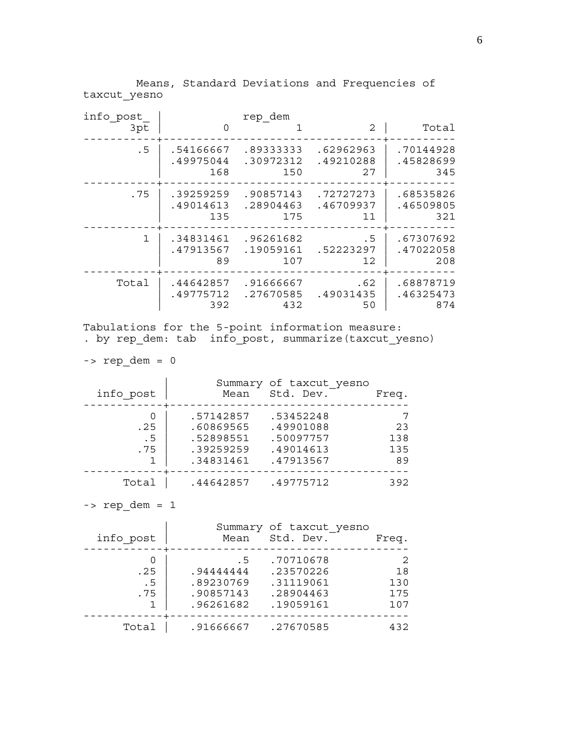Means, Standard Deviations and Frequencies of taxcut_yesno

| info_post_3pt | rep_dem 0 | 1 | 2 | Total |
|---|---|---|---|---|
| .5 | .54166667 | .89333333 | .62962963 | .70144928 |
| | .49975044 | .30972312 | .49210288 | .45828699 |
| | 168 | 150 | 27 | 345 |
| .75 | .39259259 | .90857143 | .72727273 | .68535826 |
| | .49014613 | .28904463 | .46709937 | .46509805 |
| | 135 | 175 | 11 | 321 |
| 1 | .34831461 | .96261682 | .5 | .67307692 |
| | .47913567 | .19059161 | .52223297 | .47022058 |
| | 89 | 107 | 12 | 208 |
| Total | .44642857 | .91666667 | .62 | .68878719 |
| | .49775712 | .27670585 | .49031435 | .46325473 |
| | 392 | 432 | 50 | 874 |

Tabulations for the 5-point information measure:

```
. by rep_dem: tab  info_post, summarize(taxcut_yesno)
```

-> rep_dem = 0

| info_post | Summary of taxcut_yesno Mean | Std. Dev. | Freq. |
|---|---|---|---|
| 0 | .57142857 | .53452248 | 7 |
| .25 | .60869565 | .49901088 | 23 |
| .5 | .52898551 | .50097757 | 138 |
| .75 | .39259259 | .49014613 | 135 |
| 1 | .34831461 | .47913567 | 89 |
| Total | .44642857 | .49775712 | 392 |

-> rep_dem = 1

| info_post | Summary of taxcut_yesno Mean | Std. Dev. | Freq. |
|---|---|---|---|
| 0 | .5 | .70710678 | 2 |
| .25 | .94444444 | .23570226 | 18 |
| .5 | .89230769 | .31119061 | 130 |
| .75 | .90857143 | .28904463 | 175 |
| 1 | .96261682 | .19059161 | 107 |
| Total | .91666667 | .27670585 | 432 |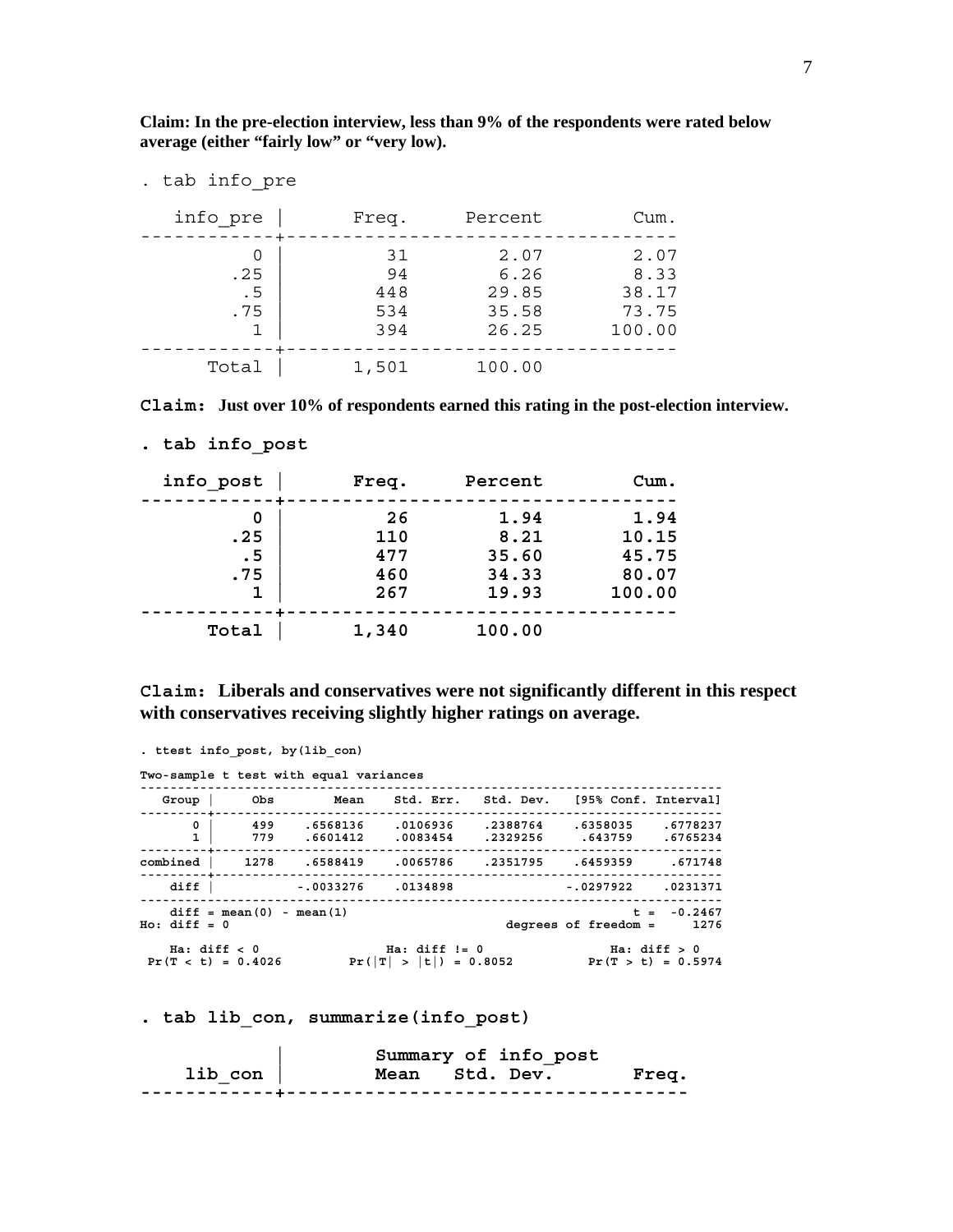**Claim: In the pre-election interview, less than 9% of the respondents were rated below average (either "fairly low" or "very low).**

```
. tab info_pre

   info_pre |      Freq.     Percent        Cum.
------------+-----------------------------------
          0 |         31        2.07        2.07
        .25 |         94        6.26        8.33
         .5 |        448       29.85       38.17
        .75 |        534       35.58       73.75
          1 |        394       26.25      100.00
------------+-----------------------------------
      Total |      1,501      100.00
```

**Claim: Just over 10% of respondents earned this rating in the post-election interview.**

```
. tab info_post

  info_post |      Freq.     Percent        Cum.
------------+-----------------------------------
          0 |         26        1.94        1.94
        .25 |        110        8.21       10.15
         .5 |        477       35.60       45.75
        .75 |        460       34.33       80.07
          1 |        267       19.93      100.00
------------+-----------------------------------
      Total |      1,340      100.00
```

**Claim: Liberals and conservatives were not significantly different in this respect with conservatives receiving slightly higher ratings on average.**

```
. ttest info_post, by(lib_con)

Two-sample t test with equal variances
------------------------------------------------------------------------------
   Group |     Obs        Mean    Std. Err.   Std. Dev.   [95% Conf. Interval]
---------+--------------------------------------------------------------------
       0 |     499    .6568136    .0106936    .2388764    .6358035    .6778237
       1 |     779    .6601412    .0083454    .2329256     .643759    .6765234
---------+--------------------------------------------------------------------
combined |    1278    .6588419    .0065786    .2351795    .6459359     .671748
---------+--------------------------------------------------------------------
    diff |           -.0033276    .0134898               -.0297922    .0231371
------------------------------------------------------------------------------
    diff = mean(0) - mean(1)                                      t =  -0.2467
Ho: diff = 0                                     degrees of freedom =     1276

    Ha: diff < 0                 Ha: diff != 0                 Ha: diff > 0
 Pr(T < t) = 0.4026         Pr(|T| > |t|) = 0.8052          Pr(T > t) = 0.5974
```

```
. tab lib_con, summarize(info_post)

            |          Summary of info_post
    lib_con |        Mean   Std. Dev.       Freq.
------------+------------------------------------
```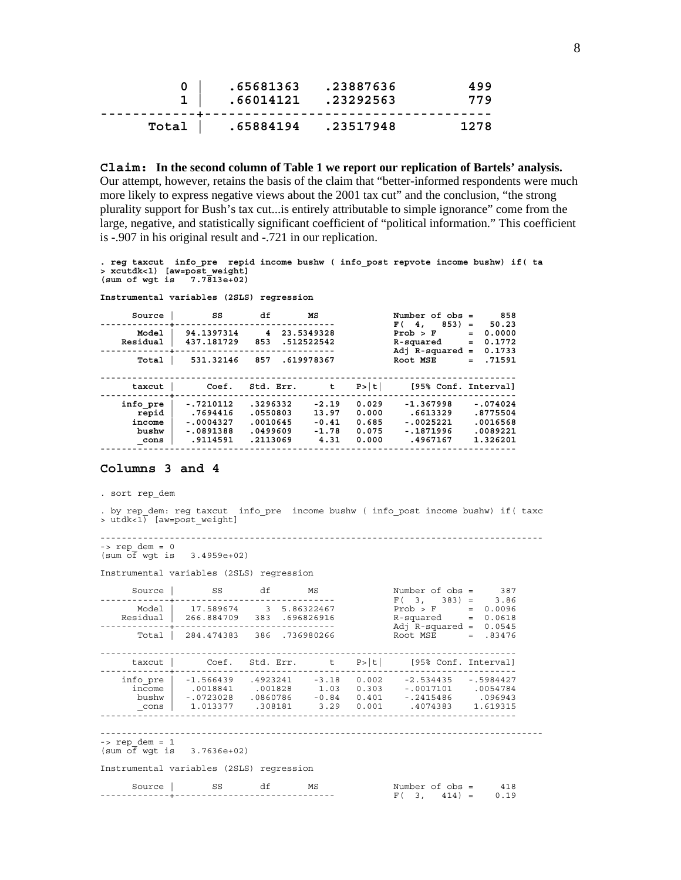```
          0 |    .65681363   .23887636         499
          1 |    .66014121   .23292563         779
------------+-----------------------------------
      Total |    .65884194   .23517948        1278
```

**Claim: In the second column of Table 1 we report our replication of Bartels' analysis.** Our attempt, however, retains the basis of the claim that "better-informed respondents were much more likely to express negative views about the 2001 tax cut" and the conclusion, "the strong plurality support for Bush's tax cut...is entirely attributable to simple ignorance" come from the large, negative, and statistically significant coefficient of "political information." This coefficient is -.907 in his original result and -.721 in our replication.

```
. reg taxcut  info_pre  repid income bushw ( info_post repvote income bushw) if( ta
> xcutdk<1) [aw=post_weight]
(sum of wgt is   7.7813e+02)

Instrumental variables (2SLS) regression

      Source |       SS       df       MS              Number of obs =     858
-------------+------------------------------           F(  4,   853) =   50.23
       Model |  94.1397314     4  23.5349328           Prob > F      =  0.0000
    Residual |  437.181729   853  .512522542           R-squared     =  0.1772
-------------+------------------------------           Adj R-squared =  0.1733
       Total |   531.32146   857  .619978367           Root MSE      =  .71591

------------------------------------------------------------------------------
      taxcut |      Coef.   Std. Err.      t    P>|t|     [95% Conf. Interval]
-------------+----------------------------------------------------------------
    info_pre |  -.7210112   .3296332    -2.19   0.029    -1.367998    -.074024
       repid |   .7694416   .0550803    13.97   0.000     .6613329    .8775504
      income |  -.0004327   .0010645    -0.41   0.685    -.0025221    .0016568
       bushw |  -.0891388   .0499609    -1.78   0.075    -.1871996    .0089221
       _cons |   .9114591   .2113069     4.31   0.000     .4967167    1.326201
------------------------------------------------------------------------------
```

## Columns 3 and 4

```
. sort rep_dem

. by rep_dem: reg taxcut  info_pre  income bushw ( info_post income bushw) if( taxc
> utdk<1) [aw=post_weight]

-------------------------------------------------------------------------------
-> rep_dem = 0
(sum of wgt is   3.4959e+02)

Instrumental variables (2SLS) regression

      Source |       SS       df       MS              Number of obs =     387
-------------+------------------------------           F(  3,   383) =    3.86
       Model |   17.589674     3  5.86322467           Prob > F      =  0.0096
    Residual |  266.884709   383  .696826916           R-squared     =  0.0618
-------------+------------------------------           Adj R-squared =  0.0545
       Total |  284.474383   386  .736980266           Root MSE      =  .83476

------------------------------------------------------------------------------
      taxcut |      Coef.   Std. Err.      t    P>|t|     [95% Conf. Interval]
-------------+----------------------------------------------------------------
    info_pre |  -1.566439   .4923241    -3.18   0.002    -2.534435   -.5984427
      income |   .0018841    .001828     1.03   0.303    -.0017101    .0054784
       bushw |  -.0723028   .0860786    -0.84   0.401    -.2415486     .096943
       _cons |   1.013377    .308181     3.29   0.001     .4074383    1.619315
------------------------------------------------------------------------------

-------------------------------------------------------------------------------
-> rep_dem = 1
(sum of wgt is   3.7636e+02)

Instrumental variables (2SLS) regression

      Source |       SS       df       MS              Number of obs =     418
-------------+------------------------------           F(  3,   414) =    0.19
```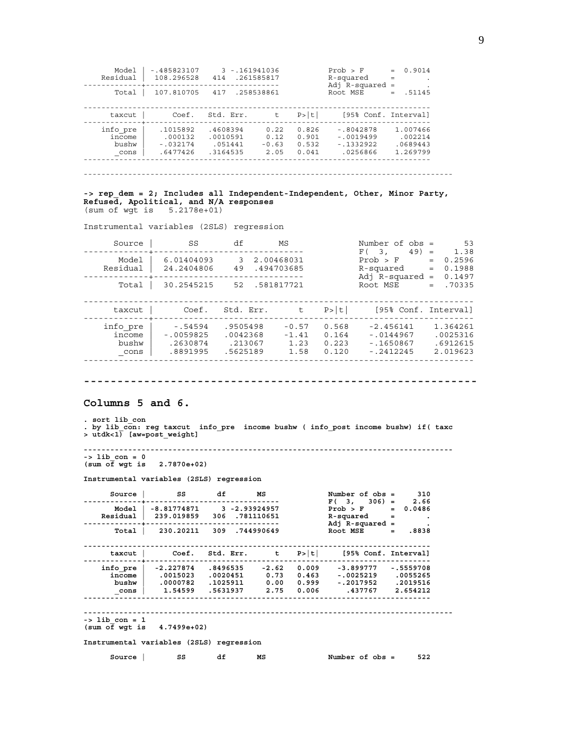```
       Model | -.485823107     3 -.161941036           Prob > F      =  0.9014
    Residual |  108.296528   414  .261585817           R-squared     =       .
-------------+------------------------------           Adj R-squared =       .
       Total |  107.810705   417  .258538861           Root MSE      =  .51145

------------------------------------------------------------------------------
      taxcut |      Coef.   Std. Err.      t    P>|t|     [95% Conf. Interval]
-------------+----------------------------------------------------------------
    info_pre |   .1015892   .4608394     0.22   0.826    -.8042878    1.007466
      income |    .000132   .0010591     0.12   0.901    -.0019499     .002214
       bushw |   -.032174    .051441    -0.63   0.532    -.1332922    .0689443
       _cons |   .6477426   .3164535     2.05   0.041     .0256866    1.269799
------------------------------------------------------------------------------

-------------------------------------------------------------------------------
```

**-> rep_dem = 2; Includes all Independent-Independent, Other, Minor Party, Refused, Apolitical, and N/A responses**

```
(sum of wgt is   5.2178e+01)

Instrumental variables (2SLS) regression

      Source |       SS       df       MS              Number of obs =      53
-------------+------------------------------           F(  3,    49) =    1.38
       Model |  6.01404093     3  2.00468031           Prob > F      =  0.2596
    Residual |  24.2404806    49  .494703685           R-squared     =  0.1988
-------------+------------------------------           Adj R-squared =  0.1497
       Total |  30.2545215    52  .581817721           Root MSE      =  .70335

------------------------------------------------------------------------------
      taxcut |      Coef.   Std. Err.      t    P>|t|     [95% Conf. Interval]
-------------+----------------------------------------------------------------
    info_pre |    -.54594   .9505498    -0.57   0.568    -2.456141    1.364261
      income |  -.0059825   .0042368    -1.41   0.164    -.0144967    .0025316
       bushw |   .2630874    .213067     1.23   0.223    -.1650867    .6912615
       _cons |   .8891995   .5625189     1.58   0.120    -.2412245    2.019623
------------------------------------------------------------------------------
```

---

## Columns 5 and 6.

```
. sort lib_con
. by lib_con: reg taxcut  info_pre  income bushw ( info_post income bushw) if( taxc
> utdk<1) [aw=post_weight]

-------------------------------------------------------------------------------
-> lib_con = 0
(sum of wgt is   2.7870e+02)

Instrumental variables (2SLS) regression

      Source |       SS       df       MS              Number of obs =     310
-------------+------------------------------           F(  3,   306) =    2.66
       Model | -8.81774871     3 -2.93924957           Prob > F      =  0.0486
    Residual |  239.019859   306  .781110651           R-squared     =       .
-------------+------------------------------           Adj R-squared =       .
       Total |   230.20211   309  .744990649           Root MSE      =   .8838

------------------------------------------------------------------------------
      taxcut |      Coef.   Std. Err.      t    P>|t|     [95% Conf. Interval]
-------------+----------------------------------------------------------------
    info_pre |  -2.227874   .8496535    -2.62   0.009    -3.899777   -.5559708
      income |   .0015023   .0020451     0.73   0.463    -.0025219    .0055265
       bushw |   .0000782   .1025911     0.00   0.999    -.2017952    .2019516
       _cons |    1.54599   .5631937     2.75   0.006      .437767    2.654212
------------------------------------------------------------------------------

-------------------------------------------------------------------------------
-> lib_con = 1
(sum of wgt is   4.7499e+02)

Instrumental variables (2SLS) regression

      Source |       SS       df       MS              Number of obs =     522
```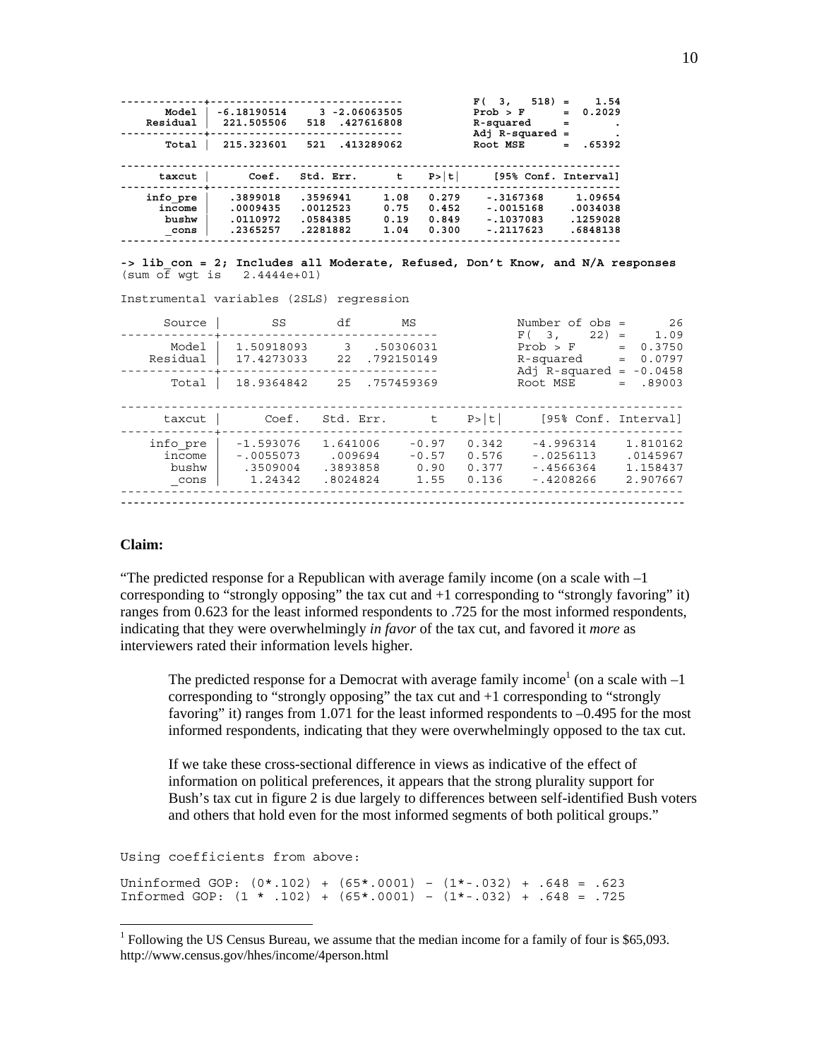```
-------------+------------------------------           F(  3,   518) =    1.54
       Model |  -6.18190514     3 -2.06063505           Prob > F      =  0.2029
    Residual |   221.505506   518  .427616808           R-squared     =       .
-------------+------------------------------           Adj R-squared =       .
       Total |   215.323601   521  .413289062           Root MSE      =  .65392

------------------------------------------------------------------------------
      taxcut |      Coef.   Std. Err.      t    P>|t|     [95% Conf. Interval]
-------------+----------------------------------------------------------------
    info_pre |   .3899018   .3596941     1.08   0.279    -.3167368     1.09654
      income |   .0009435   .0012523     0.75   0.452    -.0015168    .0034038
       bushw |   .0110972   .0584385     0.19   0.849    -.1037083    .1259028
       _cons |   .2365257   .2281882     1.04   0.300    -.2117623    .6848138
------------------------------------------------------------------------------
```

```
-> lib_con = 2; Includes all Moderate, Refused, Don't Know, and N/A responses
(sum of wgt is   2.4444e+01)

Instrumental variables (2SLS) regression

      Source |       SS       df       MS              Number of obs =      26
-------------+------------------------------           F(  3,    22) =    1.09
       Model |  1.50918093     3   .50306031           Prob > F      =  0.3750
    Residual |  17.4273033    22  .792150149           R-squared     =  0.0797
-------------+------------------------------           Adj R-squared = -0.0458
       Total |  18.9364842    25  .757459369           Root MSE      =  .89003

------------------------------------------------------------------------------
      taxcut |      Coef.   Std. Err.      t    P>|t|     [95% Conf. Interval]
-------------+----------------------------------------------------------------
    info_pre |  -1.593076   1.641006    -0.97   0.342    -4.996314    1.810162
      income |  -.0055073    .009694    -0.57   0.576    -.0256113    .0145967
       bushw |   .3509004   .3893858     0.90   0.377    -.4566364    1.158437
       _cons |    1.24342   .8024824     1.55   0.136    -.4208266    2.907667
------------------------------------------------------------------------------
```

**Claim:**

"The predicted response for a Republican with average family income (on a scale with –1 corresponding to "strongly opposing" the tax cut and +1 corresponding to "strongly favoring" it) ranges from 0.623 for the least informed respondents to .725 for the most informed respondents, indicating that they were overwhelmingly *in favor* of the tax cut, and favored it *more* as interviewers rated their information levels higher.

> The predicted response for a Democrat with average family income[1] (on a scale with –1 corresponding to "strongly opposing" the tax cut and +1 corresponding to "strongly favoring" it) ranges from 1.071 for the least informed respondents to –0.495 for the most informed respondents, indicating that they were overwhelmingly opposed to the tax cut.
>
> If we take these cross-sectional difference in views as indicative of the effect of information on political preferences, it appears that the strong plurality support for Bush's tax cut in figure 2 is due largely to differences between self-identified Bush voters and others that hold even for the most informed segments of both political groups."

```
Using coefficients from above:

Uninformed GOP: (0*.102) + (65*.0001) – (1*-.032) + .648 = .623
Informed GOP: (1 * .102) + (65*.0001) – (1*-.032) + .648 = .725
```

[1] Following the US Census Bureau, we assume that the median income for a family of four is $65,093. http://www.census.gov/hhes/income/4person.html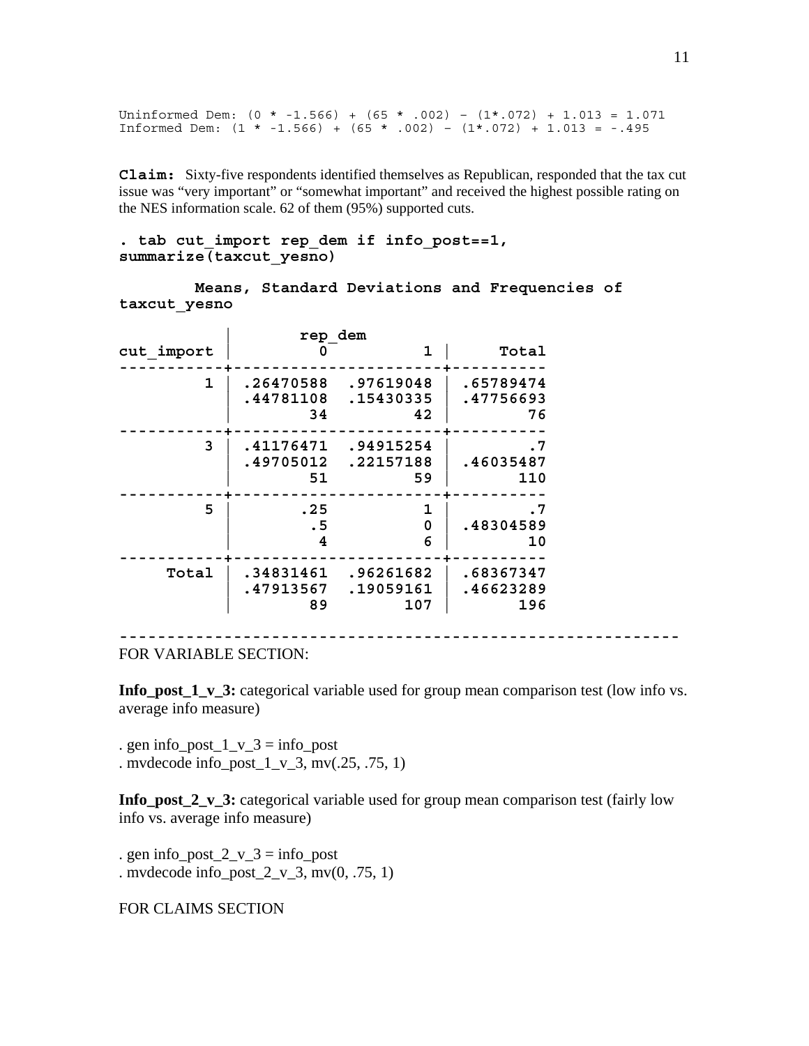```
Uninformed Dem: (0 * -1.566) + (65 * .002) – (1*.072) + 1.013 = 1.071
Informed Dem: (1 * -1.566) + (65 * .002) – (1*.072) + 1.013 = -.495
```

**Claim:** Sixty-five respondents identified themselves as Republican, responded that the tax cut issue was "very important" or "somewhat important" and received the highest possible rating on the NES information scale. 62 of them (95%) supported cuts.

```
. tab cut_import rep_dem if info_post==1,
summarize(taxcut_yesno)

        Means, Standard Deviations and Frequencies of
taxcut_yesno

           |        rep_dem
cut_import |         0          1 |     Total
-----------+----------------------+----------
         1 | .26470588  .97619048 | .65789474
           | .44781108  .15430335 | .47756693
           |        34         42 |        76
-----------+----------------------+----------
         3 | .41176471  .94915254 |        .7
           | .49705012  .22157188 | .46035487
           |        51         59 |       110
-----------+----------------------+----------
         5 |       .25          1 |        .7
           |        .5          0 | .48304589
           |         4          6 |        10
-----------+----------------------+----------
     Total | .34831461  .96261682 | .68367347
           | .47913567  .19059161 | .46623289
           |        89        107 |       196

------------------------------------------------------------
```

FOR VARIABLE SECTION:

**Info_post_1_v_3:** categorical variable used for group mean comparison test (low info vs. average info measure)

. gen info_post_1_v_3 = info_post
. mvdecode info_post_1_v_3, mv(.25, .75, 1)

**Info_post_2_v_3:** categorical variable used for group mean comparison test (fairly low info vs. average info measure)

. gen info_post_2_v_3 = info_post
. mvdecode info_post_2_v_3, mv(0, .75, 1)

FOR CLAIMS SECTION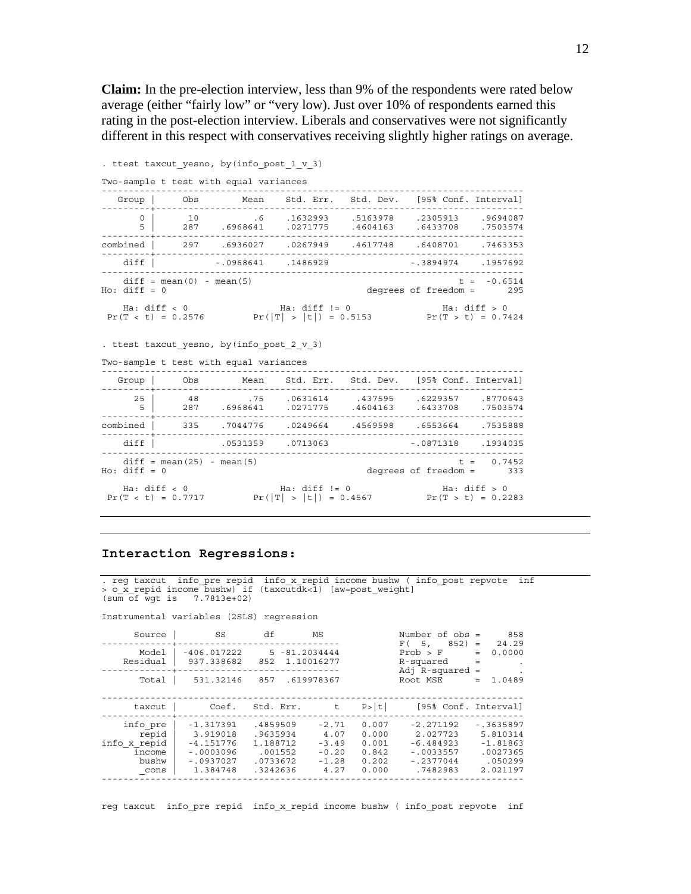**Claim:** In the pre-election interview, less than 9% of the respondents were rated below average (either “fairly low” or “very low). Just over 10% of respondents earned this rating in the post-election interview. Liberals and conservatives were not significantly different in this respect with conservatives receiving slightly higher ratings on average.

```
. ttest taxcut_yesno, by(info_post_1_v_3)

Two-sample t test with equal variances
------------------------------------------------------------------------------
   Group |     Obs        Mean    Std. Err.   Std. Dev.   [95% Conf. Interval]
---------+--------------------------------------------------------------------
       0 |      10          .6    .1632993    .5163978    .2305913    .9694087
       5 |     287    .6968641    .0271775    .4604163    .6433708    .7503574
---------+--------------------------------------------------------------------
combined |     297    .6936027    .0267949    .4617748    .6408701    .7463353
---------+--------------------------------------------------------------------
    diff |           -.0968641    .1486929               -.3894974    .1957692
------------------------------------------------------------------------------
    diff = mean(0) - mean(5)                                      t =  -0.6514
Ho: diff = 0                                     degrees of freedom =      295

    Ha: diff < 0                 Ha: diff != 0                 Ha: diff > 0
 Pr(T < t) = 0.2576         Pr(|T| > |t|) = 0.5153          Pr(T > t) = 0.7424

. ttest taxcut_yesno, by(info_post_2_v_3)

Two-sample t test with equal variances
------------------------------------------------------------------------------
   Group |     Obs        Mean    Std. Err.   Std. Dev.   [95% Conf. Interval]
---------+--------------------------------------------------------------------
      25 |      48         .75    .0631614     .437595    .6229357    .8770643
       5 |     287    .6968641    .0271775    .4604163    .6433708    .7503574
---------+--------------------------------------------------------------------
combined |     335    .7044776    .0249664    .4569598    .6553664    .7535888
---------+--------------------------------------------------------------------
    diff |            .0531359    .0713063               -.0871318    .1934035
------------------------------------------------------------------------------
    diff = mean(25) - mean(5)                                     t =   0.7452
Ho: diff = 0                                     degrees of freedom =      333

    Ha: diff < 0                 Ha: diff != 0                 Ha: diff > 0
 Pr(T < t) = 0.7717         Pr(|T| > |t|) = 0.4567          Pr(T > t) = 0.2283
```

## Interaction Regressions:

```
. reg taxcut  info_pre repid  info_x_repid income bushw ( info_post repvote  inf
> o_x_repid income bushw) if (taxcutdk<1) [aw=post_weight]
(sum of wgt is   7.7813e+02)

Instrumental variables (2SLS) regression

      Source |       SS       df       MS              Number of obs =     858
-------------+------------------------------           F(  5,   852) =   24.29
       Model | -406.017222     5 -81.2034444           Prob > F      =  0.0000
    Residual |  937.338682   852  1.10016277           R-squared     =       .
-------------+------------------------------           Adj R-squared =       .
       Total |   531.32146   857  .619978367           Root MSE      =  1.0489

------------------------------------------------------------------------------
      taxcut |      Coef.   Std. Err.      t    P>|t|     [95% Conf. Interval]
-------------+----------------------------------------------------------------
    info_pre |  -1.317391   .4859509    -2.71   0.007    -2.271192   -.3635897
       repid |   3.919018   .9635934     4.07   0.000     2.027723    5.810314
info_x_repid |  -4.151776   1.188712    -3.49   0.001    -6.484923    -1.81863
      income |  -.0003096    .001552    -0.20   0.842    -.0033557    .0027365
       bushw |  -.0937027   .0733672    -1.28   0.202    -.2377044     .050299
       _cons |   1.384748   .3242636     4.27   0.000     .7482983    2.021197
------------------------------------------------------------------------------

reg taxcut  info_pre repid  info_x_repid income bushw ( info_post repvote  inf
```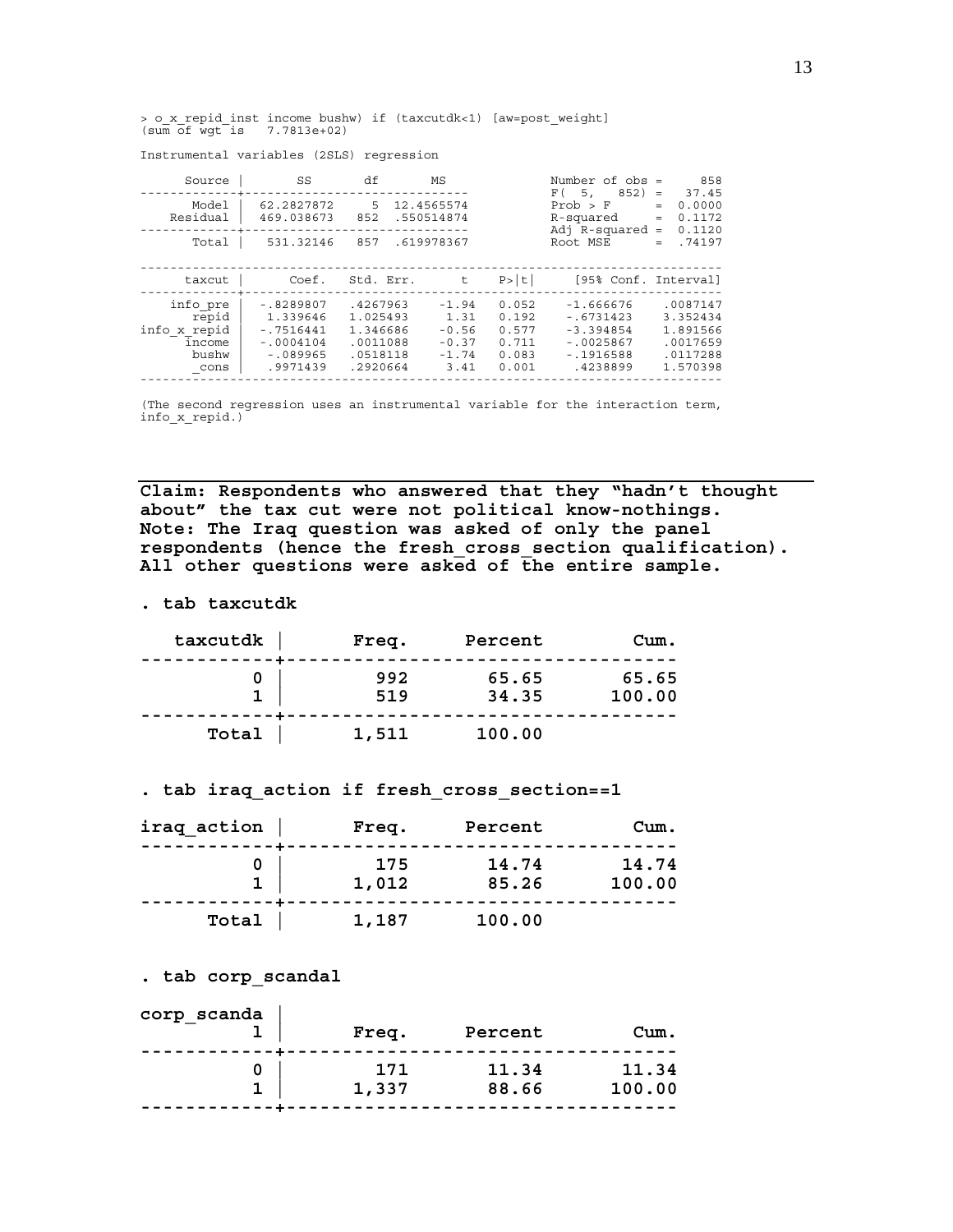```
> o_x_repid_inst income bushw) if (taxcutdk<1) [aw=post_weight]
(sum of wgt is   7.7813e+02)

Instrumental variables (2SLS) regression

      Source |       SS       df       MS              Number of obs =     858
-------------+------------------------------           F(  5,   852) =   37.45
       Model |  62.2827872     5  12.4565574           Prob > F      =  0.0000
    Residual |  469.038673   852  .550514874           R-squared     =  0.1172
-------------+------------------------------           Adj R-squared =  0.1120
       Total |   531.32146   857  .619978367           Root MSE      =  .74197

------------------------------------------------------------------------------
      taxcut |      Coef.   Std. Err.      t    P>|t|     [95% Conf. Interval]
-------------+----------------------------------------------------------------
    info_pre |  -.8289807   .4267963    -1.94   0.052    -1.666676    .0087147
       repid |   1.339646   1.025493     1.31   0.192    -.6731423    3.352434
info_x_repid |  -.7516441   1.346686    -0.56   0.577    -3.394854    1.891566
      income |  -.0004104   .0011088    -0.37   0.711    -.0025867    .0017659
       bushw |   -.089965   .0518118    -1.74   0.083    -.1916588    .0117288
       _cons |   .9971439   .2920664     3.41   0.001     .4238899    1.570398
------------------------------------------------------------------------------

(The second regression uses an instrumental variable for the interaction term,
info_x_repid.)
```

---

**Claim: Respondents who answered that they "hadn't thought about" the tax cut were not political know-nothings.**
**Note: The Iraq question was asked of only the panel respondents (hence the fresh_cross_section qualification). All other questions were asked of the entire sample.**

**. tab taxcutdk**

| taxcutdk | Freq. | Percent | Cum. |
|---|---|---|---|
| 0 | 992 | 65.65 | 65.65 |
| 1 | 519 | 34.35 | 100.00 |
| Total | 1,511 | 100.00 | |

**. tab iraq_action if fresh_cross_section==1**

| iraq_action | Freq. | Percent | Cum. |
|---|---|---|---|
| 0 | 175 | 14.74 | 14.74 |
| 1 | 1,012 | 85.26 | 100.00 |
| Total | 1,187 | 100.00 | |

**. tab corp_scandal**

| corp_scandal | Freq. | Percent | Cum. |
|---|---|---|---|
| 0 | 171 | 11.34 | 11.34 |
| 1 | 1,337 | 88.66 | 100.00 |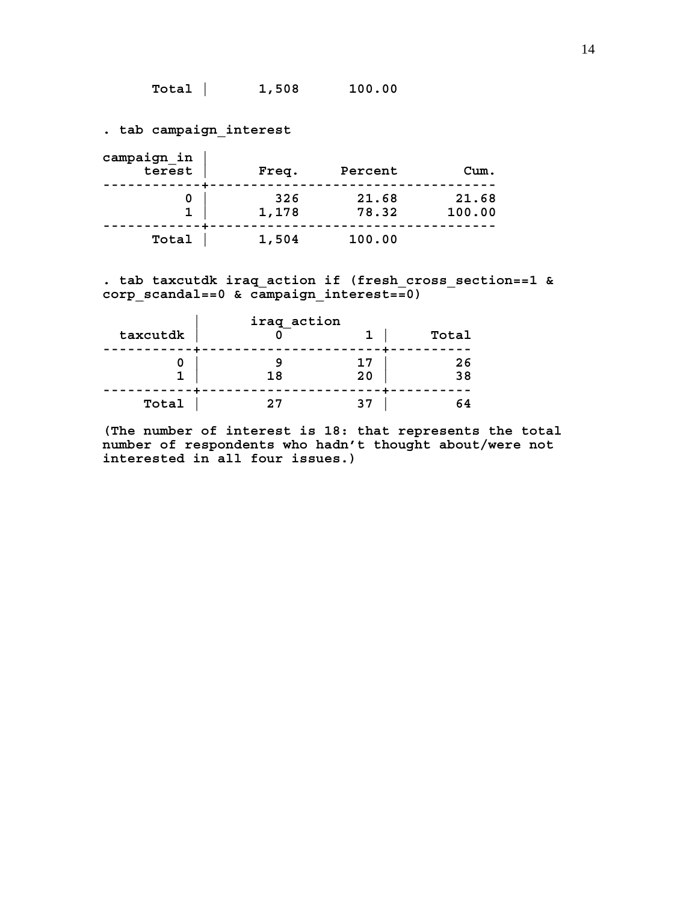```
      Total |      1,508      100.00

. tab campaign_interest

campaign_in |
     terest |      Freq.     Percent        Cum.
------------+-----------------------------------
          0 |        326       21.68       21.68
          1 |      1,178       78.32      100.00
------------+-----------------------------------
      Total |      1,504      100.00

. tab taxcutdk iraq_action if (fresh_cross_section==1 &
corp_scandal==0 & campaign_interest==0)

           |      iraq_action
  taxcutdk |         0          1 |     Total
-----------+----------------------+----------
         0 |         9         17 |        26
         1 |        18         20 |        38
-----------+----------------------+----------
     Total |        27         37 |        64
```

**(The number of interest is 18: that represents the total number of respondents who hadn't thought about/were not interested in all four issues.)**